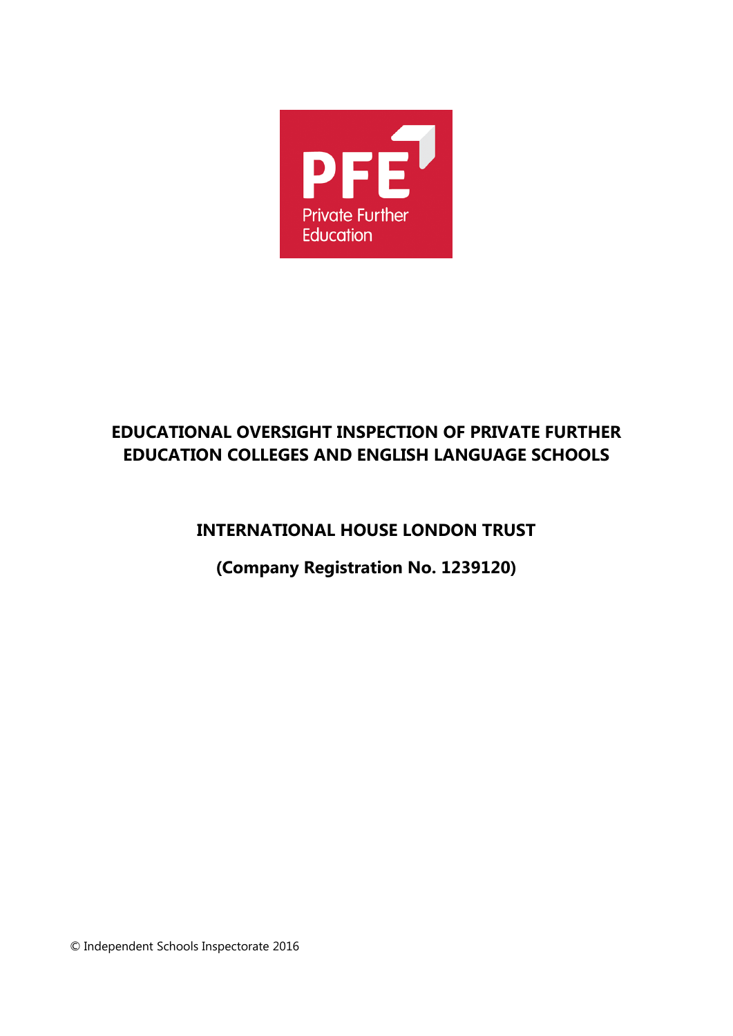PFE

Private Further Education

# EDUCATIONAL OVERSIGHT INSPECTION OF PRIVATE FURTHER EDUCATION COLLEGES AND ENGLISH LANGUAGE SCHOOLS

## INTERNATIONAL HOUSE LONDON TRUST

## (Company Registration No. 1239120)

© Independent Schools Inspectorate 2016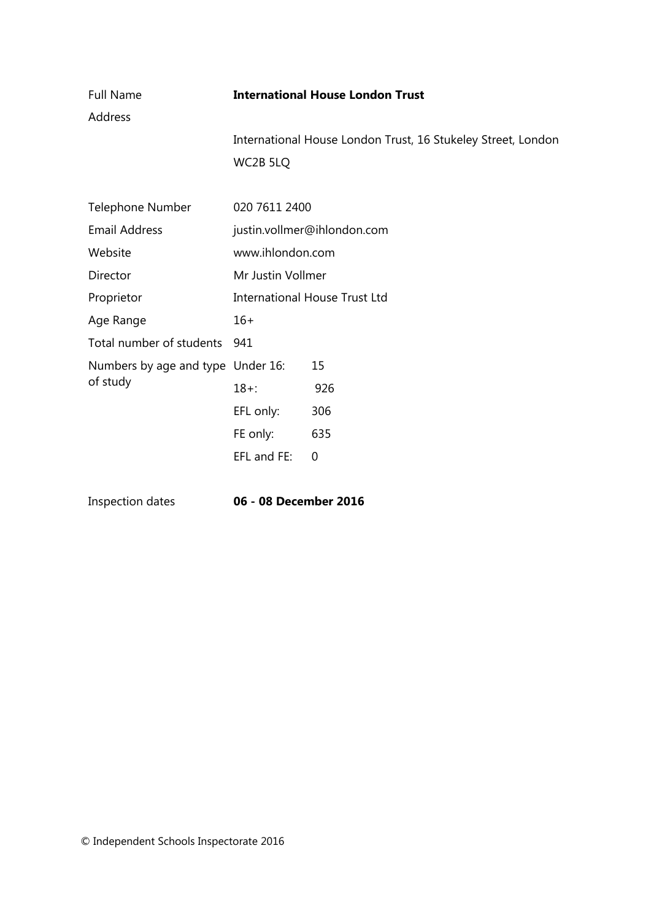| | | |
|---|---|---|
| Full Name | **International House London Trust** | |
| Address | International House London Trust, 16 Stukeley Street, London WC2B 5LQ | |
| Telephone Number | 020 7611 2400 | |
| Email Address | justin.vollmer@ihlondon.com | |
| Website | www.ihlondon.com | |
| Director | Mr Justin Vollmer | |
| Proprietor | International House Trust Ltd | |
| Age Range | 16+ | |
| Total number of students | 941 | |
| Numbers by age and type of study | Under 16: | 15 |
| | 18+: | 926 |
| | EFL only: | 306 |
| | FE only: | 635 |
| | EFL and FE: | 0 |
| Inspection dates | **06 - 08 December 2016** | |

© Independent Schools Inspectorate 2016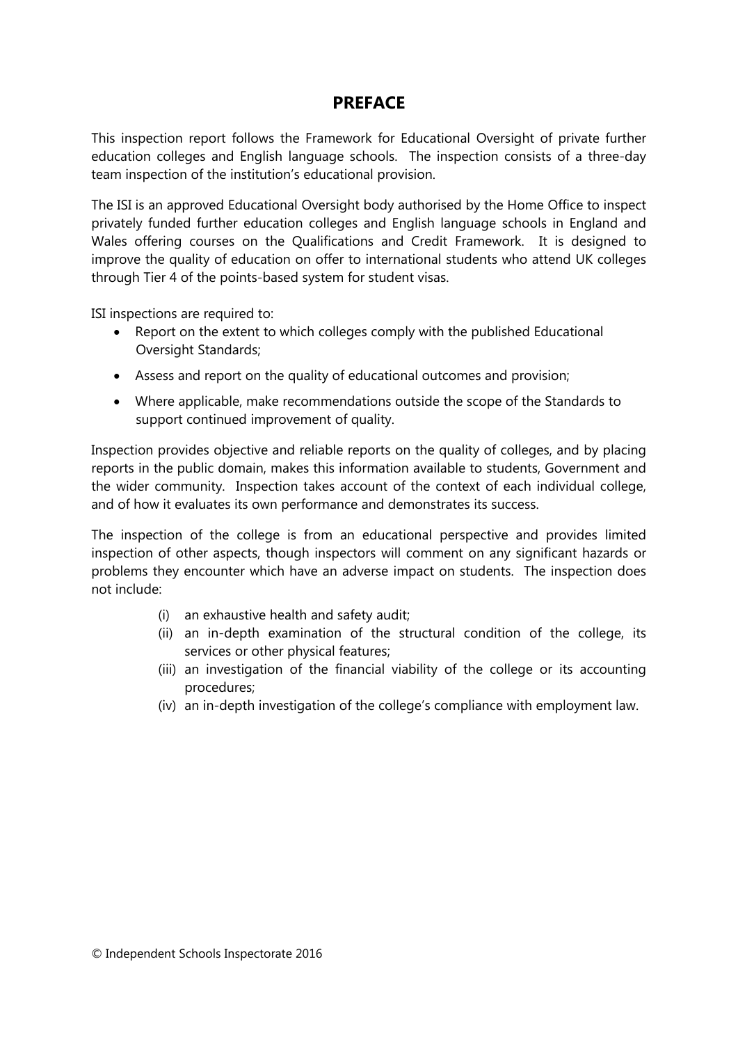## PREFACE

This inspection report follows the Framework for Educational Oversight of private further education colleges and English language schools. The inspection consists of a three-day team inspection of the institution's educational provision.

The ISI is an approved Educational Oversight body authorised by the Home Office to inspect privately funded further education colleges and English language schools in England and Wales offering courses on the Qualifications and Credit Framework. It is designed to improve the quality of education on offer to international students who attend UK colleges through Tier 4 of the points-based system for student visas.

ISI inspections are required to:

- Report on the extent to which colleges comply with the published Educational Oversight Standards;
- Assess and report on the quality of educational outcomes and provision;
- Where applicable, make recommendations outside the scope of the Standards to support continued improvement of quality.

Inspection provides objective and reliable reports on the quality of colleges, and by placing reports in the public domain, makes this information available to students, Government and the wider community. Inspection takes account of the context of each individual college, and of how it evaluates its own performance and demonstrates its success.

The inspection of the college is from an educational perspective and provides limited inspection of other aspects, though inspectors will comment on any significant hazards or problems they encounter which have an adverse impact on students. The inspection does not include:

(i) an exhaustive health and safety audit;
(ii) an in-depth examination of the structural condition of the college, its services or other physical features;
(iii) an investigation of the financial viability of the college or its accounting procedures;
(iv) an in-depth investigation of the college's compliance with employment law.

© Independent Schools Inspectorate 2016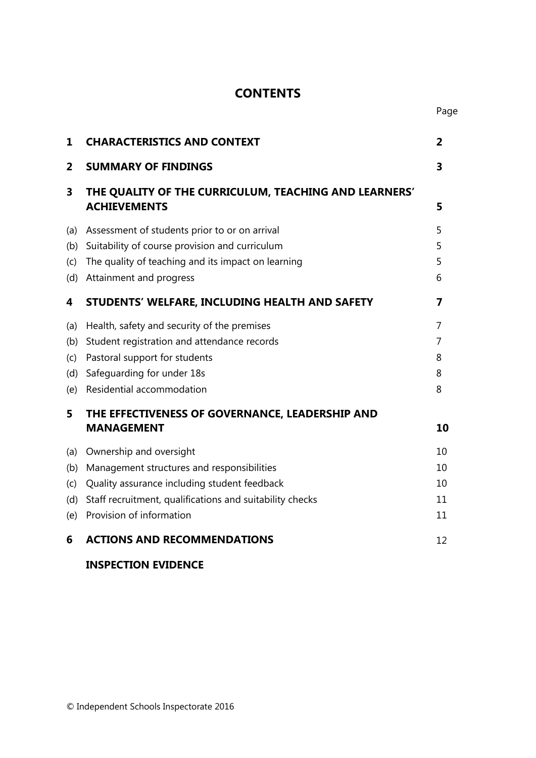# CONTENTS

| | | Page |
|---|---|---|
| **1** | **CHARACTERISTICS AND CONTEXT** | **2** |
| **2** | **SUMMARY OF FINDINGS** | **3** |
| **3** | **THE QUALITY OF THE CURRICULUM, TEACHING AND LEARNERS' ACHIEVEMENTS** | **5** |
| (a) | Assessment of students prior to or on arrival | 5 |
| (b) | Suitability of course provision and curriculum | 5 |
| (c) | The quality of teaching and its impact on learning | 5 |
| (d) | Attainment and progress | 6 |
| **4** | **STUDENTS' WELFARE, INCLUDING HEALTH AND SAFETY** | **7** |
| (a) | Health, safety and security of the premises | 7 |
| (b) | Student registration and attendance records | 7 |
| (c) | Pastoral support for students | 8 |
| (d) | Safeguarding for under 18s | 8 |
| (e) | Residential accommodation | 8 |
| **5** | **THE EFFECTIVENESS OF GOVERNANCE, LEADERSHIP AND MANAGEMENT** | **10** |
| (a) | Ownership and oversight | 10 |
| (b) | Management structures and responsibilities | 10 |
| (c) | Quality assurance including student feedback | 10 |
| (d) | Staff recruitment, qualifications and suitability checks | 11 |
| (e) | Provision of information | 11 |
| **6** | **ACTIONS AND RECOMMENDATIONS** | 12 |
| | **INSPECTION EVIDENCE** | |

© Independent Schools Inspectorate 2016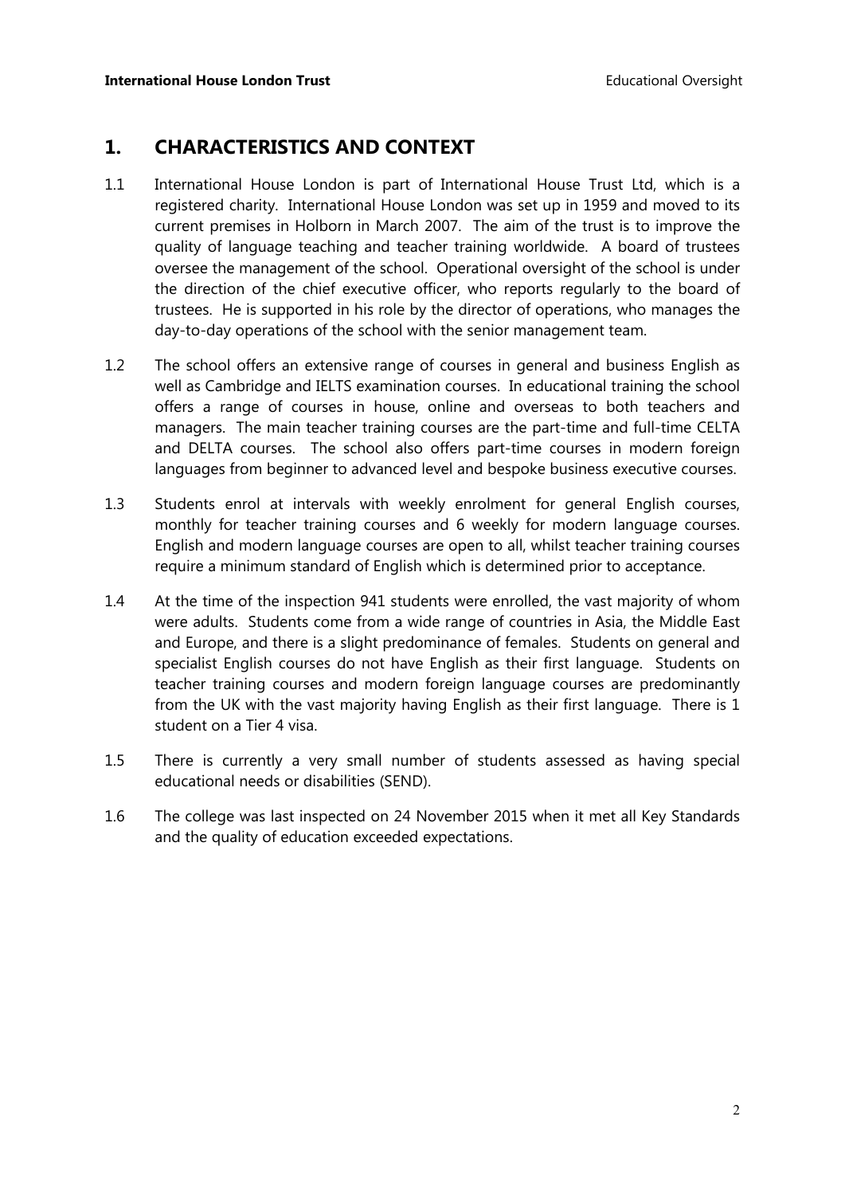## 1. CHARACTERISTICS AND CONTEXT

1.1 International House London is part of International House Trust Ltd, which is a registered charity. International House London was set up in 1959 and moved to its current premises in Holborn in March 2007. The aim of the trust is to improve the quality of language teaching and teacher training worldwide. A board of trustees oversee the management of the school. Operational oversight of the school is under the direction of the chief executive officer, who reports regularly to the board of trustees. He is supported in his role by the director of operations, who manages the day-to-day operations of the school with the senior management team.

1.2 The school offers an extensive range of courses in general and business English as well as Cambridge and IELTS examination courses. In educational training the school offers a range of courses in house, online and overseas to both teachers and managers. The main teacher training courses are the part-time and full-time CELTA and DELTA courses. The school also offers part-time courses in modern foreign languages from beginner to advanced level and bespoke business executive courses.

1.3 Students enrol at intervals with weekly enrolment for general English courses, monthly for teacher training courses and 6 weekly for modern language courses. English and modern language courses are open to all, whilst teacher training courses require a minimum standard of English which is determined prior to acceptance.

1.4 At the time of the inspection 941 students were enrolled, the vast majority of whom were adults. Students come from a wide range of countries in Asia, the Middle East and Europe, and there is a slight predominance of females. Students on general and specialist English courses do not have English as their first language. Students on teacher training courses and modern foreign language courses are predominantly from the UK with the vast majority having English as their first language. There is 1 student on a Tier 4 visa.

1.5 There is currently a very small number of students assessed as having special educational needs or disabilities (SEND).

1.6 The college was last inspected on 24 November 2015 when it met all Key Standards and the quality of education exceeded expectations.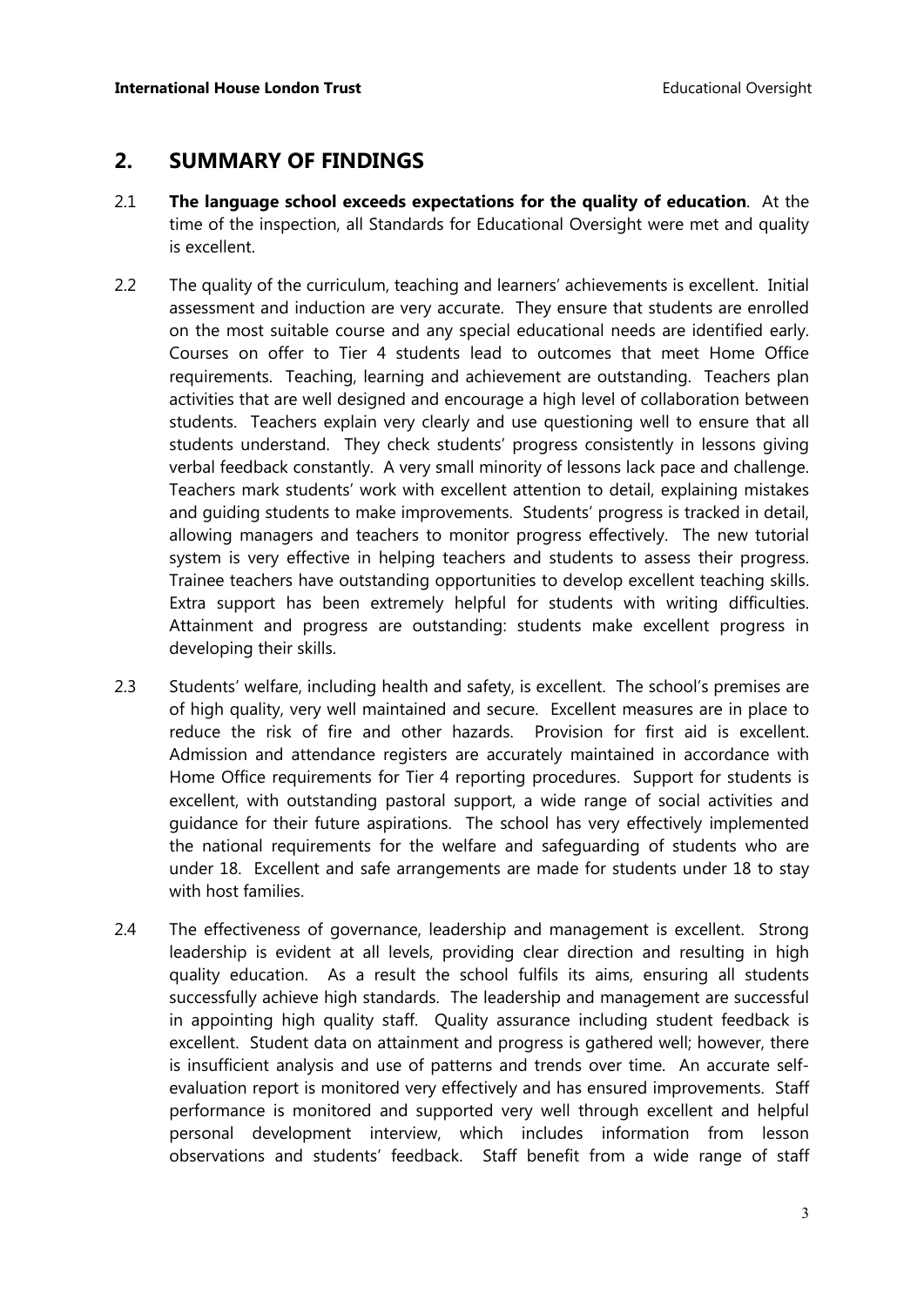## 2. SUMMARY OF FINDINGS

2.1 **The language school exceeds expectations for the quality of education**. At the time of the inspection, all Standards for Educational Oversight were met and quality is excellent.

2.2 The quality of the curriculum, teaching and learners' achievements is excellent. Initial assessment and induction are very accurate. They ensure that students are enrolled on the most suitable course and any special educational needs are identified early. Courses on offer to Tier 4 students lead to outcomes that meet Home Office requirements. Teaching, learning and achievement are outstanding. Teachers plan activities that are well designed and encourage a high level of collaboration between students. Teachers explain very clearly and use questioning well to ensure that all students understand. They check students' progress consistently in lessons giving verbal feedback constantly. A very small minority of lessons lack pace and challenge. Teachers mark students' work with excellent attention to detail, explaining mistakes and guiding students to make improvements. Students' progress is tracked in detail, allowing managers and teachers to monitor progress effectively. The new tutorial system is very effective in helping teachers and students to assess their progress. Trainee teachers have outstanding opportunities to develop excellent teaching skills. Extra support has been extremely helpful for students with writing difficulties. Attainment and progress are outstanding: students make excellent progress in developing their skills.

2.3 Students' welfare, including health and safety, is excellent. The school's premises are of high quality, very well maintained and secure. Excellent measures are in place to reduce the risk of fire and other hazards. Provision for first aid is excellent. Admission and attendance registers are accurately maintained in accordance with Home Office requirements for Tier 4 reporting procedures. Support for students is excellent, with outstanding pastoral support, a wide range of social activities and guidance for their future aspirations. The school has very effectively implemented the national requirements for the welfare and safeguarding of students who are under 18. Excellent and safe arrangements are made for students under 18 to stay with host families.

2.4 The effectiveness of governance, leadership and management is excellent. Strong leadership is evident at all levels, providing clear direction and resulting in high quality education. As a result the school fulfils its aims, ensuring all students successfully achieve high standards. The leadership and management are successful in appointing high quality staff. Quality assurance including student feedback is excellent. Student data on attainment and progress is gathered well; however, there is insufficient analysis and use of patterns and trends over time. An accurate self-evaluation report is monitored very effectively and has ensured improvements. Staff performance is monitored and supported very well through excellent and helpful personal development interview, which includes information from lesson observations and students' feedback. Staff benefit from a wide range of staff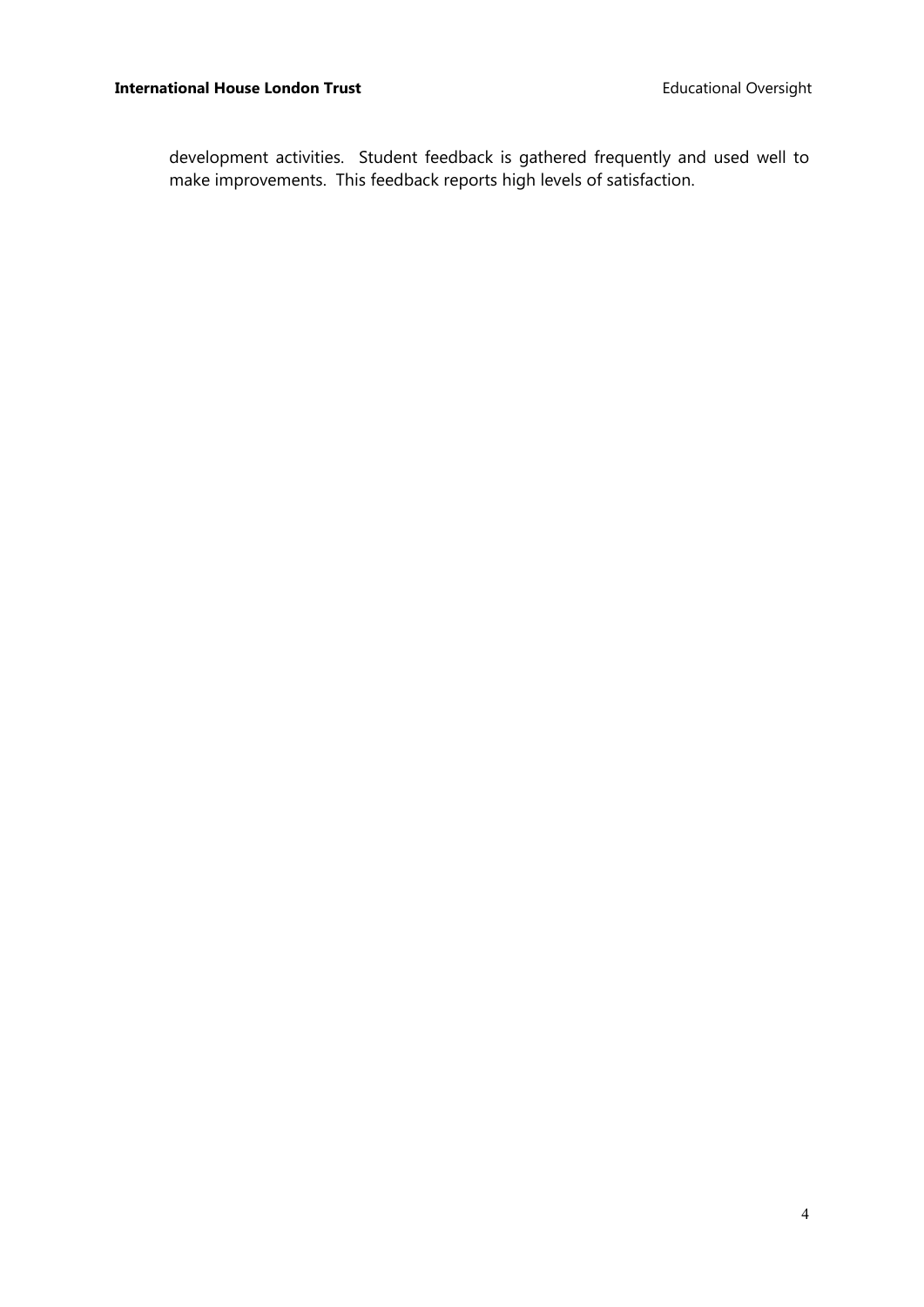development activities. Student feedback is gathered frequently and used well to make improvements. This feedback reports high levels of satisfaction.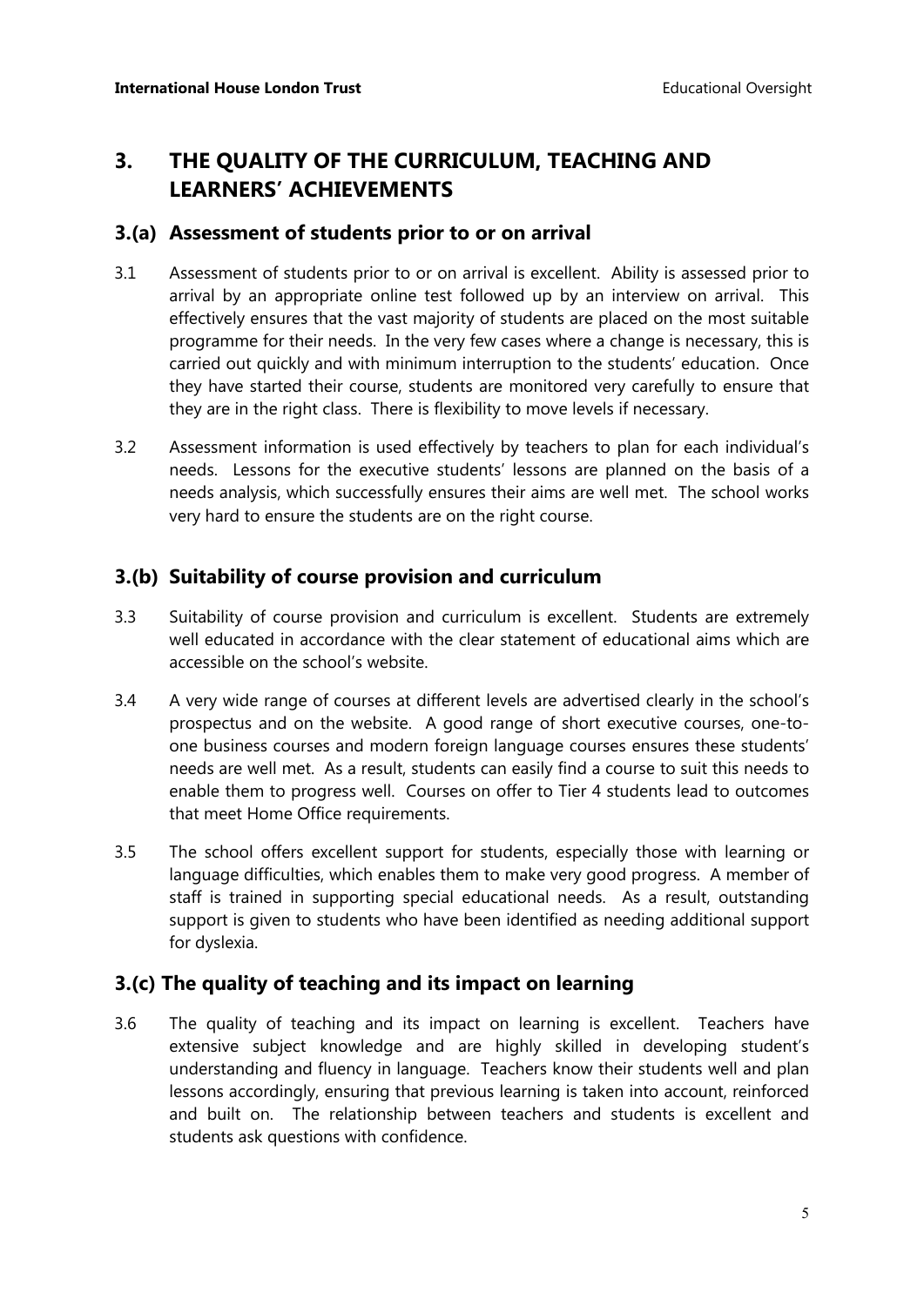## 3. THE QUALITY OF THE CURRICULUM, TEACHING AND LEARNERS' ACHIEVEMENTS

### 3.(a) Assessment of students prior to or on arrival

3.1 Assessment of students prior to or on arrival is excellent. Ability is assessed prior to arrival by an appropriate online test followed up by an interview on arrival. This effectively ensures that the vast majority of students are placed on the most suitable programme for their needs. In the very few cases where a change is necessary, this is carried out quickly and with minimum interruption to the students' education. Once they have started their course, students are monitored very carefully to ensure that they are in the right class. There is flexibility to move levels if necessary.

3.2 Assessment information is used effectively by teachers to plan for each individual's needs. Lessons for the executive students' lessons are planned on the basis of a needs analysis, which successfully ensures their aims are well met. The school works very hard to ensure the students are on the right course.

### 3.(b) Suitability of course provision and curriculum

3.3 Suitability of course provision and curriculum is excellent. Students are extremely well educated in accordance with the clear statement of educational aims which are accessible on the school's website.

3.4 A very wide range of courses at different levels are advertised clearly in the school's prospectus and on the website. A good range of short executive courses, one-to-one business courses and modern foreign language courses ensures these students' needs are well met. As a result, students can easily find a course to suit this needs to enable them to progress well. Courses on offer to Tier 4 students lead to outcomes that meet Home Office requirements.

3.5 The school offers excellent support for students, especially those with learning or language difficulties, which enables them to make very good progress. A member of staff is trained in supporting special educational needs. As a result, outstanding support is given to students who have been identified as needing additional support for dyslexia.

### 3.(c) The quality of teaching and its impact on learning

3.6 The quality of teaching and its impact on learning is excellent. Teachers have extensive subject knowledge and are highly skilled in developing student's understanding and fluency in language. Teachers know their students well and plan lessons accordingly, ensuring that previous learning is taken into account, reinforced and built on. The relationship between teachers and students is excellent and students ask questions with confidence.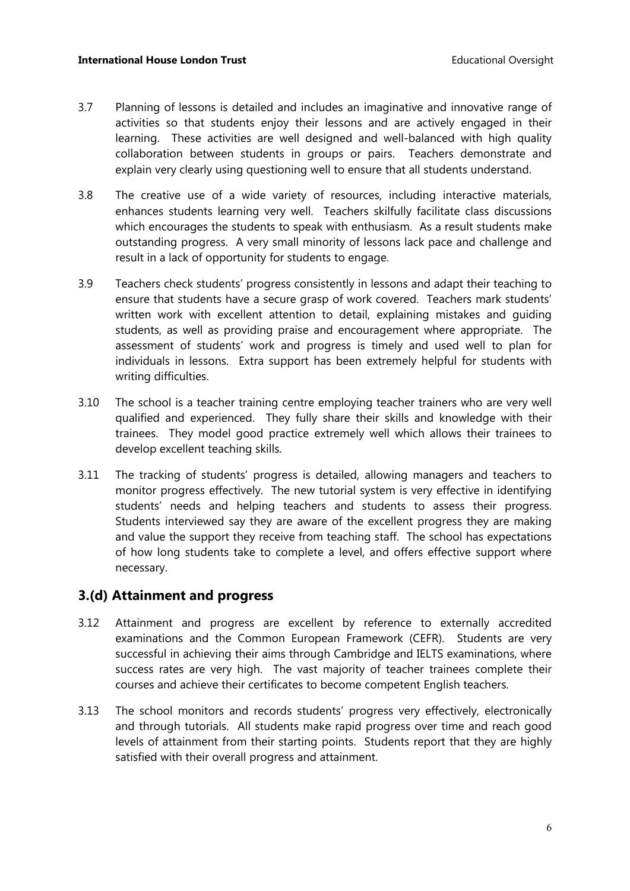3.7 Planning of lessons is detailed and includes an imaginative and innovative range of activities so that students enjoy their lessons and are actively engaged in their learning. These activities are well designed and well-balanced with high quality collaboration between students in groups or pairs. Teachers demonstrate and explain very clearly using questioning well to ensure that all students understand.

3.8 The creative use of a wide variety of resources, including interactive materials, enhances students learning very well. Teachers skilfully facilitate class discussions which encourages the students to speak with enthusiasm. As a result students make outstanding progress. A very small minority of lessons lack pace and challenge and result in a lack of opportunity for students to engage.

3.9 Teachers check students' progress consistently in lessons and adapt their teaching to ensure that students have a secure grasp of work covered. Teachers mark students' written work with excellent attention to detail, explaining mistakes and guiding students, as well as providing praise and encouragement where appropriate. The assessment of students' work and progress is timely and used well to plan for individuals in lessons. Extra support has been extremely helpful for students with writing difficulties.

3.10 The school is a teacher training centre employing teacher trainers who are very well qualified and experienced. They fully share their skills and knowledge with their trainees. They model good practice extremely well which allows their trainees to develop excellent teaching skills.

3.11 The tracking of students' progress is detailed, allowing managers and teachers to monitor progress effectively. The new tutorial system is very effective in identifying students' needs and helping teachers and students to assess their progress. Students interviewed say they are aware of the excellent progress they are making and value the support they receive from teaching staff. The school has expectations of how long students take to complete a level, and offers effective support where necessary.

## 3.(d) Attainment and progress

3.12 Attainment and progress are excellent by reference to externally accredited examinations and the Common European Framework (CEFR). Students are very successful in achieving their aims through Cambridge and IELTS examinations, where success rates are very high. The vast majority of teacher trainees complete their courses and achieve their certificates to become competent English teachers.

3.13 The school monitors and records students' progress very effectively, electronically and through tutorials. All students make rapid progress over time and reach good levels of attainment from their starting points. Students report that they are highly satisfied with their overall progress and attainment.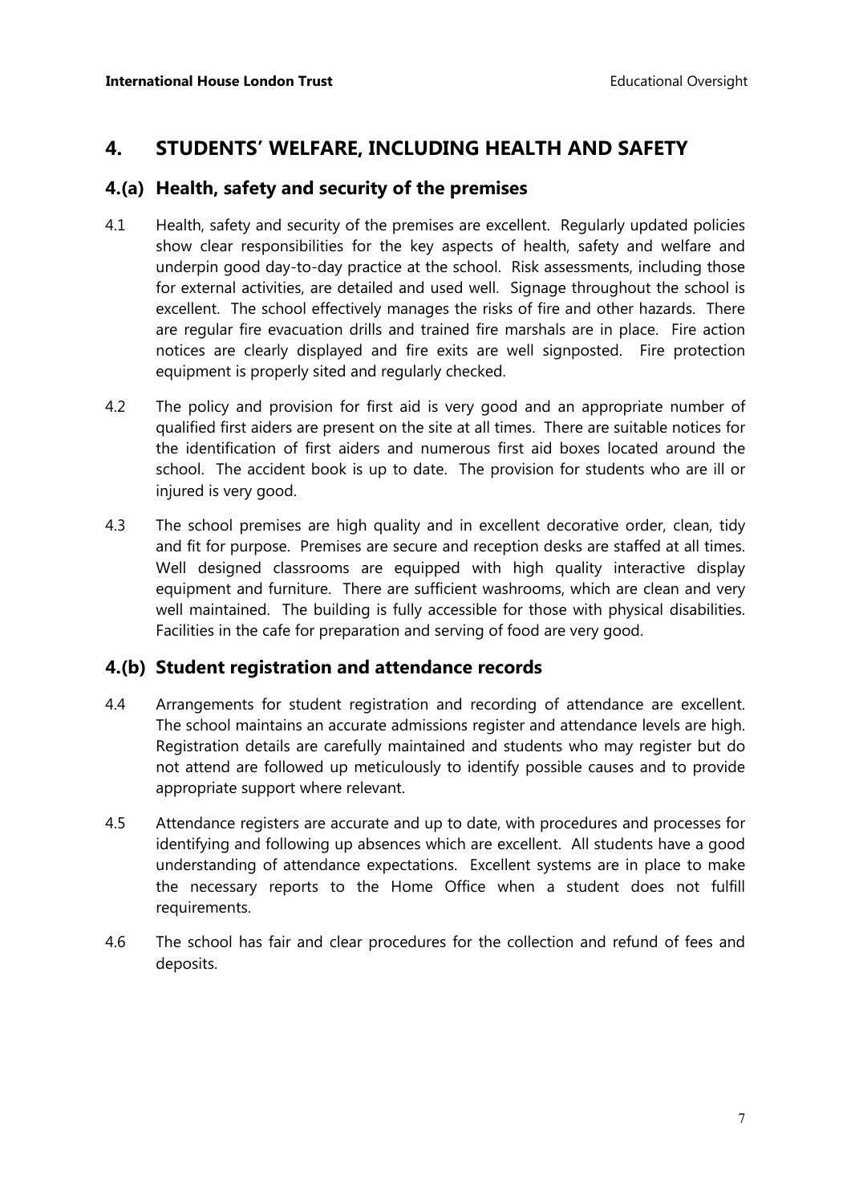## 4. STUDENTS' WELFARE, INCLUDING HEALTH AND SAFETY

### 4.(a) Health, safety and security of the premises

4.1 Health, safety and security of the premises are excellent. Regularly updated policies show clear responsibilities for the key aspects of health, safety and welfare and underpin good day-to-day practice at the school. Risk assessments, including those for external activities, are detailed and used well. Signage throughout the school is excellent. The school effectively manages the risks of fire and other hazards. There are regular fire evacuation drills and trained fire marshals are in place. Fire action notices are clearly displayed and fire exits are well signposted. Fire protection equipment is properly sited and regularly checked.

4.2 The policy and provision for first aid is very good and an appropriate number of qualified first aiders are present on the site at all times. There are suitable notices for the identification of first aiders and numerous first aid boxes located around the school. The accident book is up to date. The provision for students who are ill or injured is very good.

4.3 The school premises are high quality and in excellent decorative order, clean, tidy and fit for purpose. Premises are secure and reception desks are staffed at all times. Well designed classrooms are equipped with high quality interactive display equipment and furniture. There are sufficient washrooms, which are clean and very well maintained. The building is fully accessible for those with physical disabilities. Facilities in the cafe for preparation and serving of food are very good.

### 4.(b) Student registration and attendance records

4.4 Arrangements for student registration and recording of attendance are excellent. The school maintains an accurate admissions register and attendance levels are high. Registration details are carefully maintained and students who may register but do not attend are followed up meticulously to identify possible causes and to provide appropriate support where relevant.

4.5 Attendance registers are accurate and up to date, with procedures and processes for identifying and following up absences which are excellent. All students have a good understanding of attendance expectations. Excellent systems are in place to make the necessary reports to the Home Office when a student does not fulfill requirements.

4.6 The school has fair and clear procedures for the collection and refund of fees and deposits.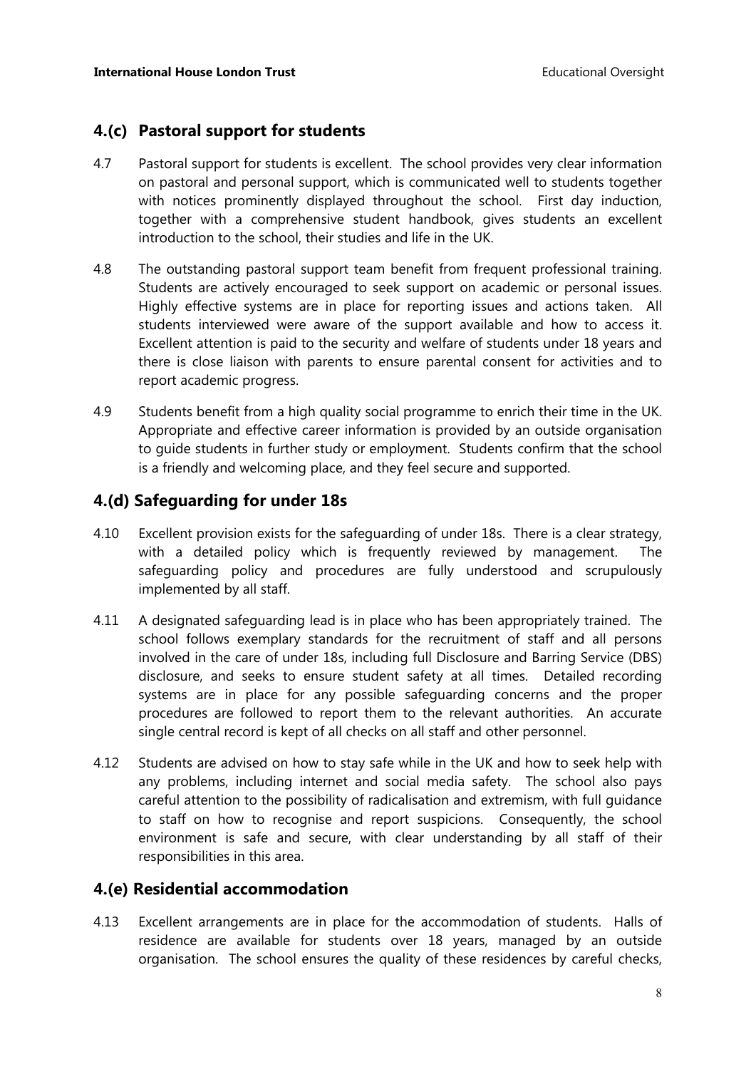## 4.(c) Pastoral support for students

4.7 Pastoral support for students is excellent. The school provides very clear information on pastoral and personal support, which is communicated well to students together with notices prominently displayed throughout the school. First day induction, together with a comprehensive student handbook, gives students an excellent introduction to the school, their studies and life in the UK.

4.8 The outstanding pastoral support team benefit from frequent professional training. Students are actively encouraged to seek support on academic or personal issues. Highly effective systems are in place for reporting issues and actions taken. All students interviewed were aware of the support available and how to access it. Excellent attention is paid to the security and welfare of students under 18 years and there is close liaison with parents to ensure parental consent for activities and to report academic progress.

4.9 Students benefit from a high quality social programme to enrich their time in the UK. Appropriate and effective career information is provided by an outside organisation to guide students in further study or employment. Students confirm that the school is a friendly and welcoming place, and they feel secure and supported.

## 4.(d) Safeguarding for under 18s

4.10 Excellent provision exists for the safeguarding of under 18s. There is a clear strategy, with a detailed policy which is frequently reviewed by management. The safeguarding policy and procedures are fully understood and scrupulously implemented by all staff.

4.11 A designated safeguarding lead is in place who has been appropriately trained. The school follows exemplary standards for the recruitment of staff and all persons involved in the care of under 18s, including full Disclosure and Barring Service (DBS) disclosure, and seeks to ensure student safety at all times. Detailed recording systems are in place for any possible safeguarding concerns and the proper procedures are followed to report them to the relevant authorities. An accurate single central record is kept of all checks on all staff and other personnel.

4.12 Students are advised on how to stay safe while in the UK and how to seek help with any problems, including internet and social media safety. The school also pays careful attention to the possibility of radicalisation and extremism, with full guidance to staff on how to recognise and report suspicions. Consequently, the school environment is safe and secure, with clear understanding by all staff of their responsibilities in this area.

## 4.(e) Residential accommodation

4.13 Excellent arrangements are in place for the accommodation of students. Halls of residence are available for students over 18 years, managed by an outside organisation. The school ensures the quality of these residences by careful checks,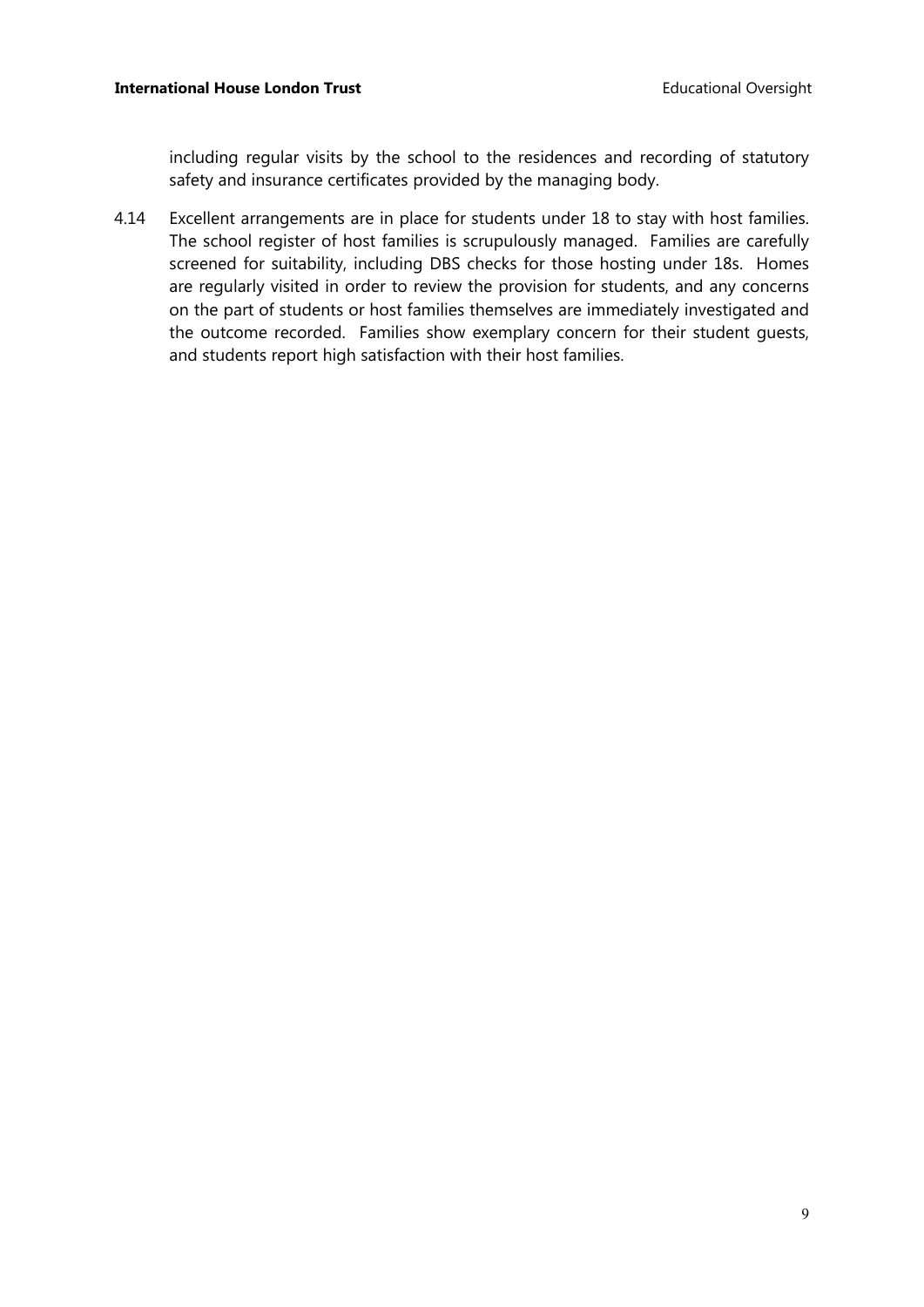including regular visits by the school to the residences and recording of statutory safety and insurance certificates provided by the managing body.

4.14 Excellent arrangements are in place for students under 18 to stay with host families. The school register of host families is scrupulously managed. Families are carefully screened for suitability, including DBS checks for those hosting under 18s. Homes are regularly visited in order to review the provision for students, and any concerns on the part of students or host families themselves are immediately investigated and the outcome recorded. Families show exemplary concern for their student guests, and students report high satisfaction with their host families.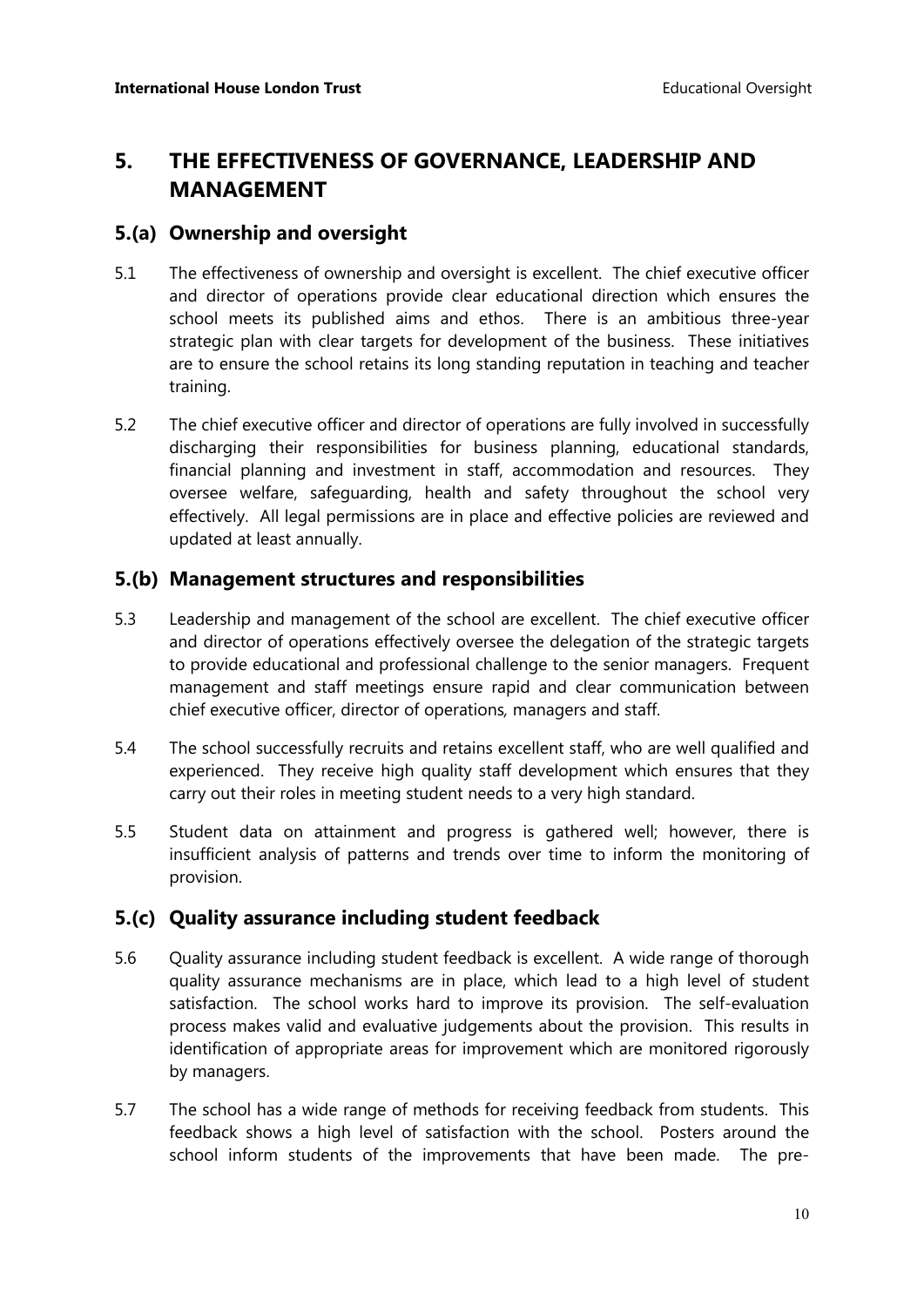## 5. THE EFFECTIVENESS OF GOVERNANCE, LEADERSHIP AND MANAGEMENT

### 5.(a) Ownership and oversight

5.1 The effectiveness of ownership and oversight is excellent. The chief executive officer and director of operations provide clear educational direction which ensures the school meets its published aims and ethos. There is an ambitious three-year strategic plan with clear targets for development of the business. These initiatives are to ensure the school retains its long standing reputation in teaching and teacher training.

5.2 The chief executive officer and director of operations are fully involved in successfully discharging their responsibilities for business planning, educational standards, financial planning and investment in staff, accommodation and resources. They oversee welfare, safeguarding, health and safety throughout the school very effectively. All legal permissions are in place and effective policies are reviewed and updated at least annually.

### 5.(b) Management structures and responsibilities

5.3 Leadership and management of the school are excellent. The chief executive officer and director of operations effectively oversee the delegation of the strategic targets to provide educational and professional challenge to the senior managers. Frequent management and staff meetings ensure rapid and clear communication between chief executive officer, director of operations, managers and staff.

5.4 The school successfully recruits and retains excellent staff, who are well qualified and experienced. They receive high quality staff development which ensures that they carry out their roles in meeting student needs to a very high standard.

5.5 Student data on attainment and progress is gathered well; however, there is insufficient analysis of patterns and trends over time to inform the monitoring of provision.

### 5.(c) Quality assurance including student feedback

5.6 Quality assurance including student feedback is excellent. A wide range of thorough quality assurance mechanisms are in place, which lead to a high level of student satisfaction. The school works hard to improve its provision. The self-evaluation process makes valid and evaluative judgements about the provision. This results in identification of appropriate areas for improvement which are monitored rigorously by managers.

5.7 The school has a wide range of methods for receiving feedback from students. This feedback shows a high level of satisfaction with the school. Posters around the school inform students of the improvements that have been made. The pre-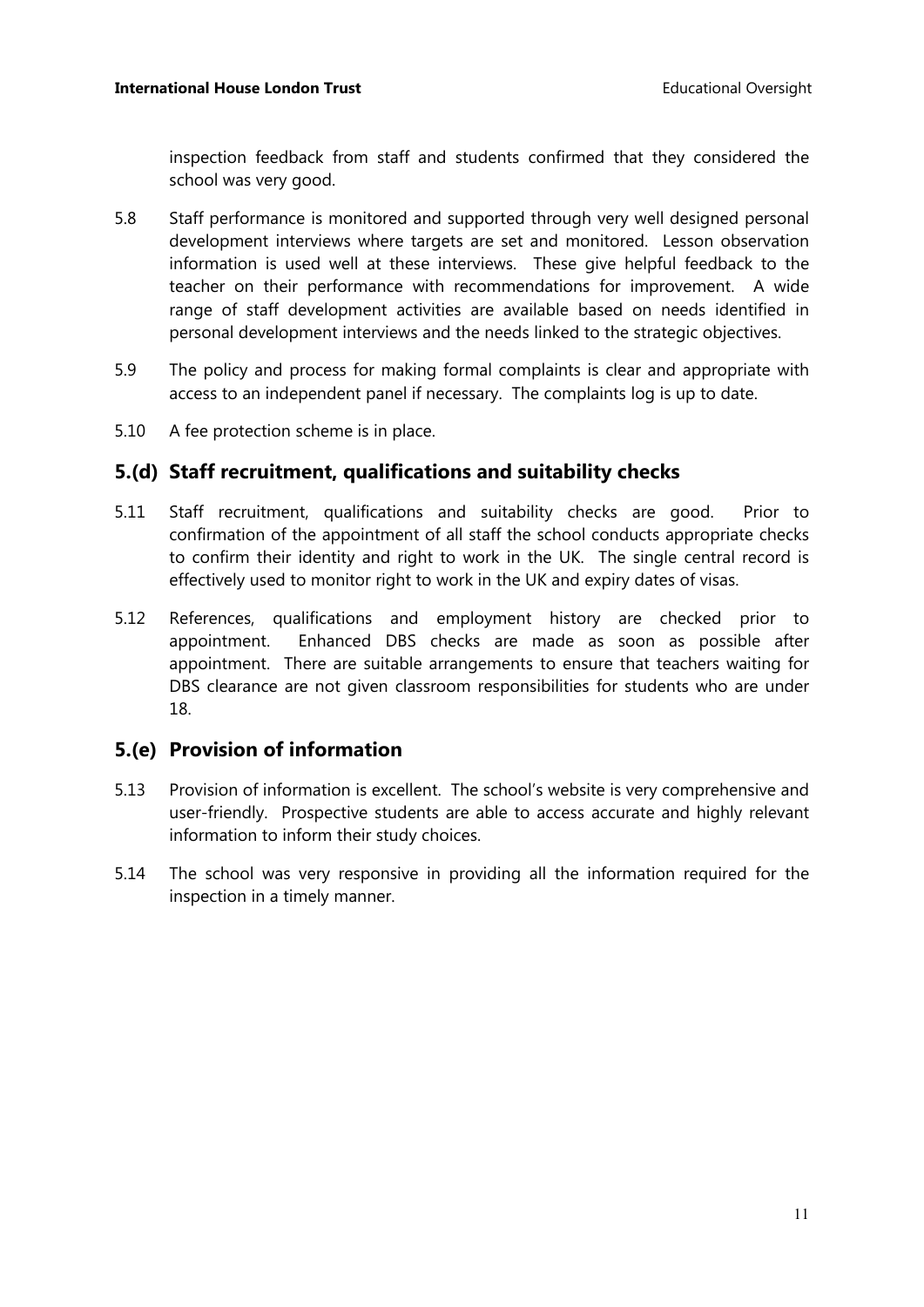inspection feedback from staff and students confirmed that they considered the school was very good.

5.8 Staff performance is monitored and supported through very well designed personal development interviews where targets are set and monitored. Lesson observation information is used well at these interviews. These give helpful feedback to the teacher on their performance with recommendations for improvement. A wide range of staff development activities are available based on needs identified in personal development interviews and the needs linked to the strategic objectives.

5.9 The policy and process for making formal complaints is clear and appropriate with access to an independent panel if necessary. The complaints log is up to date.

5.10 A fee protection scheme is in place.

## 5.(d) Staff recruitment, qualifications and suitability checks

5.11 Staff recruitment, qualifications and suitability checks are good. Prior to confirmation of the appointment of all staff the school conducts appropriate checks to confirm their identity and right to work in the UK. The single central record is effectively used to monitor right to work in the UK and expiry dates of visas.

5.12 References, qualifications and employment history are checked prior to appointment. Enhanced DBS checks are made as soon as possible after appointment. There are suitable arrangements to ensure that teachers waiting for DBS clearance are not given classroom responsibilities for students who are under 18.

## 5.(e) Provision of information

5.13 Provision of information is excellent. The school's website is very comprehensive and user-friendly. Prospective students are able to access accurate and highly relevant information to inform their study choices.

5.14 The school was very responsive in providing all the information required for the inspection in a timely manner.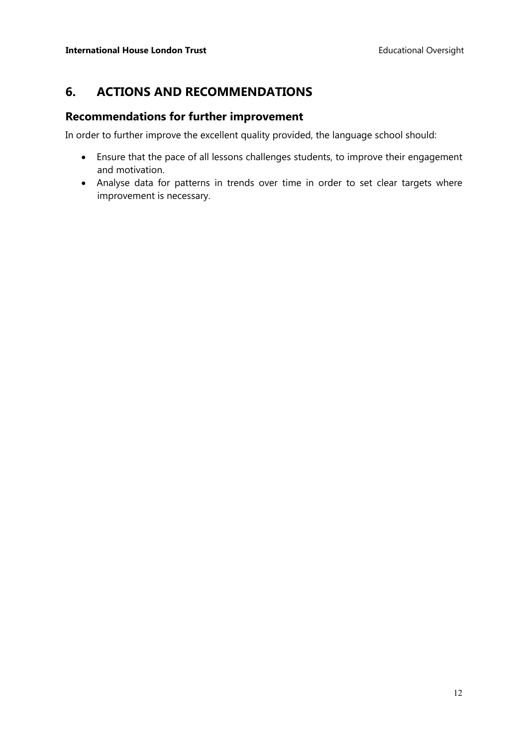## 6. ACTIONS AND RECOMMENDATIONS

### Recommendations for further improvement

In order to further improve the excellent quality provided, the language school should:

- Ensure that the pace of all lessons challenges students, to improve their engagement and motivation.
- Analyse data for patterns in trends over time in order to set clear targets where improvement is necessary.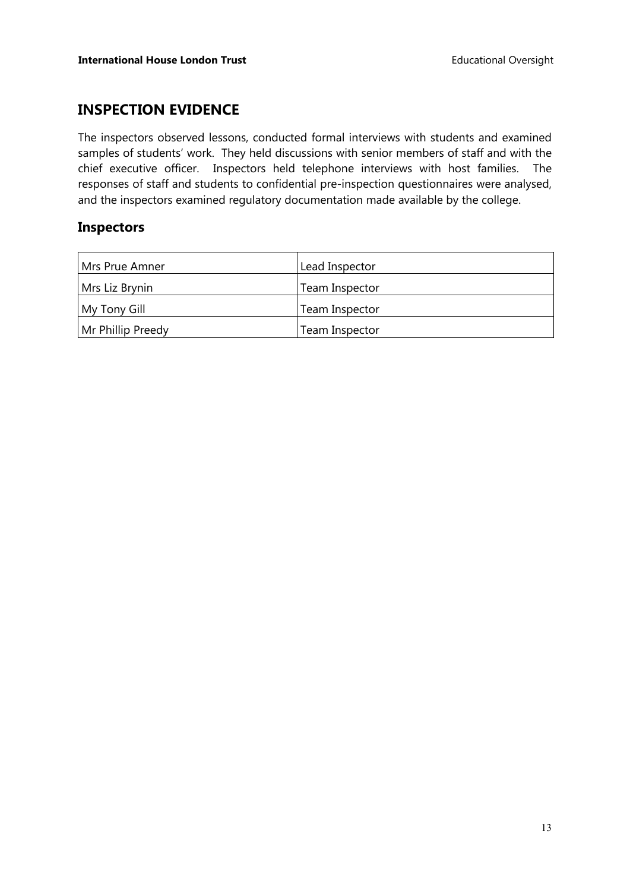## INSPECTION EVIDENCE

The inspectors observed lessons, conducted formal interviews with students and examined samples of students' work. They held discussions with senior members of staff and with the chief executive officer. Inspectors held telephone interviews with host families. The responses of staff and students to confidential pre-inspection questionnaires were analysed, and the inspectors examined regulatory documentation made available by the college.

### Inspectors

| | |
|---|---|
| Mrs Prue Amner | Lead Inspector |
| Mrs Liz Brynin | Team Inspector |
| My Tony Gill | Team Inspector |
| Mr Phillip Preedy | Team Inspector |